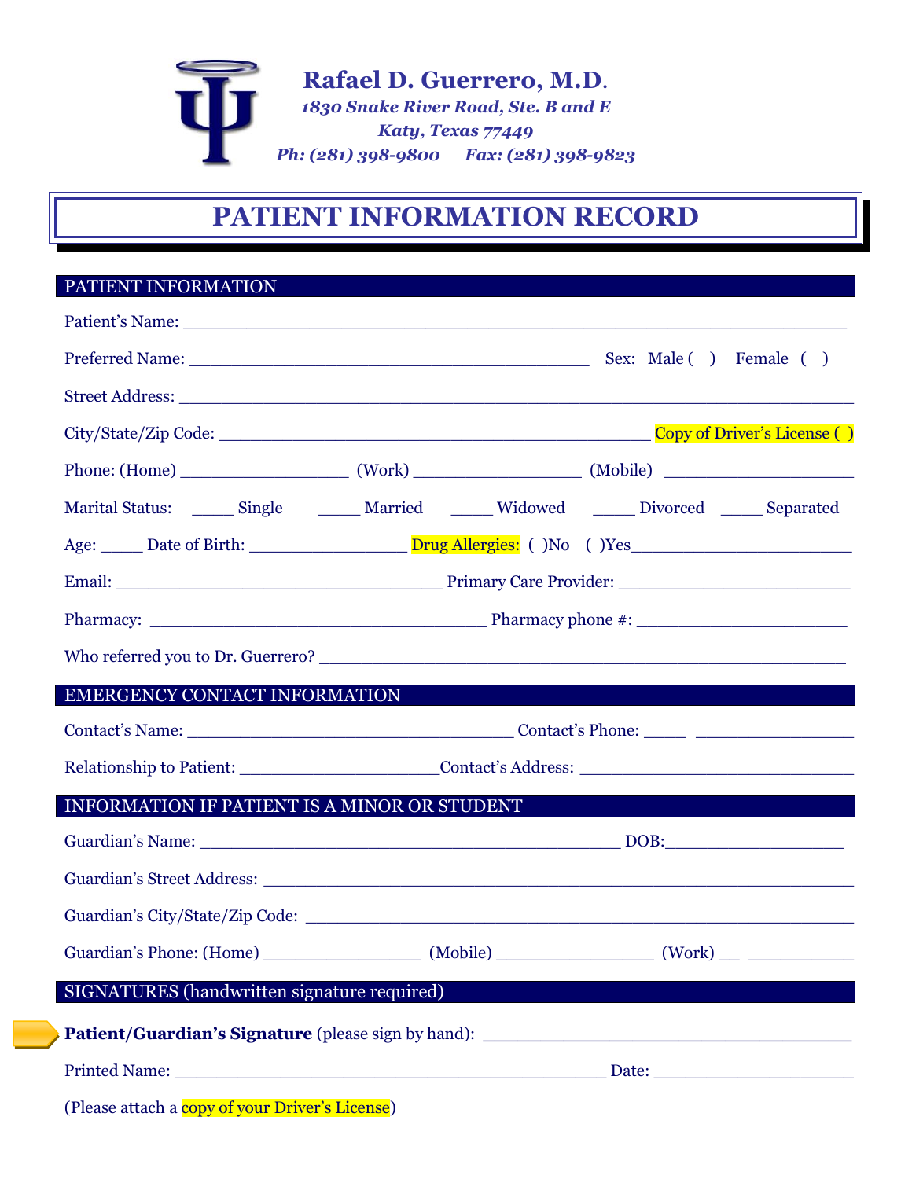# Rafael D. Guerrero, M.D.

*1830 Snake River Road, Ste. B and E*
*Katy, Texas 77449*
*Ph: (281) 398-9800 Fax: (281) 398-9823*

## PATIENT INFORMATION RECORD

### PATIENT INFORMATION

Patient's Name: ______________________________________________________________

Preferred Name: ________________________________________ Sex: Male ( ) Female ( )

Street Address: ______________________________________________________________

City/State/Zip Code: ___________________________________________ Copy of Driver's License ( )

Phone: (Home) ________________ (Work) ________________ (Mobile) __________________

Marital Status: _____ Single _____ Married _____ Widowed _____ Divorced _____ Separated

Age: _____ Date of Birth: _______________ Drug Allergies: ( )No ( )Yes______________________

Email: _________________________________ Primary Care Provider: _______________________

Pharmacy: _________________________________ Pharmacy phone #: ______________________

Who referred you to Dr. Guerrero? ____________________________________________________

### EMERGENCY CONTACT INFORMATION

Contact's Name: ________________________________ Contact's Phone: _____ ________________

Relationship to Patient: ____________________Contact's Address: ___________________________

### INFORMATION IF PATIENT IS A MINOR OR STUDENT

Guardian's Name: __________________________________________ DOB:__________________

Guardian's Street Address: _____________________________________________________________

Guardian's City/State/Zip Code: _________________________________________________________

Guardian's Phone: (Home) ________________ (Mobile) ________________ (Work) __ ___________

### SIGNATURES (handwritten signature required)

**Patient/Guardian's Signature** (please sign by hand): ____________________________________

Printed Name: ___________________________________________ Date: ____________________

(Please attach a copy of your Driver's License)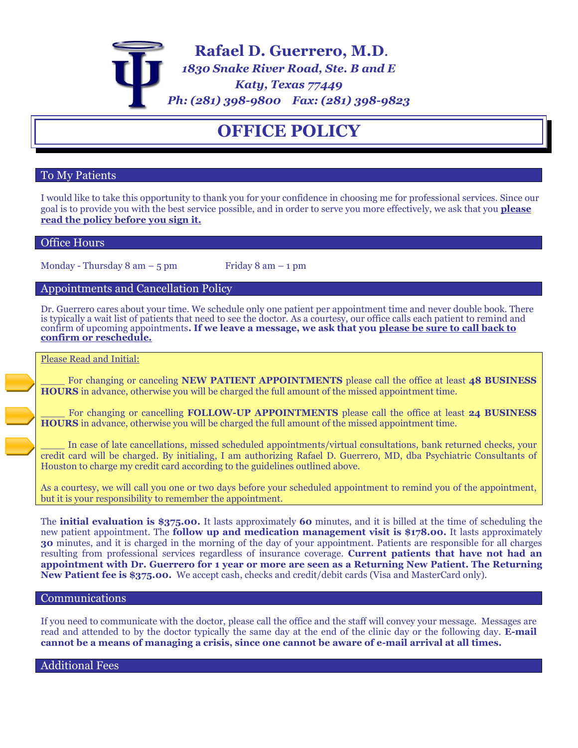# Rafael D. Guerrero, M.D.

*1830 Snake River Road, Ste. B and E*
*Katy, Texas 77449*
*Ph: (281) 398-9800 Fax: (281) 398-9823*

# OFFICE POLICY

## To My Patients

I would like to take this opportunity to thank you for your confidence in choosing me for professional services. Since our goal is to provide you with the best service possible, and in order to serve you more effectively, we ask that you **please read the policy before you sign it.**

## Office Hours

Monday - Thursday 8 am – 5 pm Friday 8 am – 1 pm

## Appointments and Cancellation Policy

Dr. Guerrero cares about your time. We schedule only one patient per appointment time and never double book. There is typically a wait list of patients that need to see the doctor. As a courtesy, our office calls each patient to remind and confirm of upcoming appointments**. If we leave a message, we ask that you please be sure to call back to confirm or reschedule.**

Please Read and Initial:

____ For changing or canceling **NEW PATIENT APPOINTMENTS** please call the office at least **48 BUSINESS HOURS** in advance, otherwise you will be charged the full amount of the missed appointment time.

____ For changing or cancelling **FOLLOW-UP APPOINTMENTS** please call the office at least **24 BUSINESS HOURS** in advance, otherwise you will be charged the full amount of the missed appointment time.

____ In case of late cancellations, missed scheduled appointments/virtual consultations, bank returned checks, your credit card will be charged. By initialing, I am authorizing Rafael D. Guerrero, MD, dba Psychiatric Consultants of Houston to charge my credit card according to the guidelines outlined above.

As a courtesy, we will call you one or two days before your scheduled appointment to remind you of the appointment, but it is your responsibility to remember the appointment.

The **initial evaluation is $375.00.** It lasts approximately **60** minutes, and it is billed at the time of scheduling the new patient appointment. The **follow up and medication management visit is $178.00.** It lasts approximately **30** minutes, and it is charged in the morning of the day of your appointment. Patients are responsible for all charges resulting from professional services regardless of insurance coverage. **Current patients that have not had an appointment with Dr. Guerrero for 1 year or more are seen as a Returning New Patient. The Returning New Patient fee is $375.00.** We accept cash, checks and credit/debit cards (Visa and MasterCard only).

## Communications

If you need to communicate with the doctor, please call the office and the staff will convey your message. Messages are read and attended to by the doctor typically the same day at the end of the clinic day or the following day. **E-mail cannot be a means of managing a crisis, since one cannot be aware of e-mail arrival at all times.**

## Additional Fees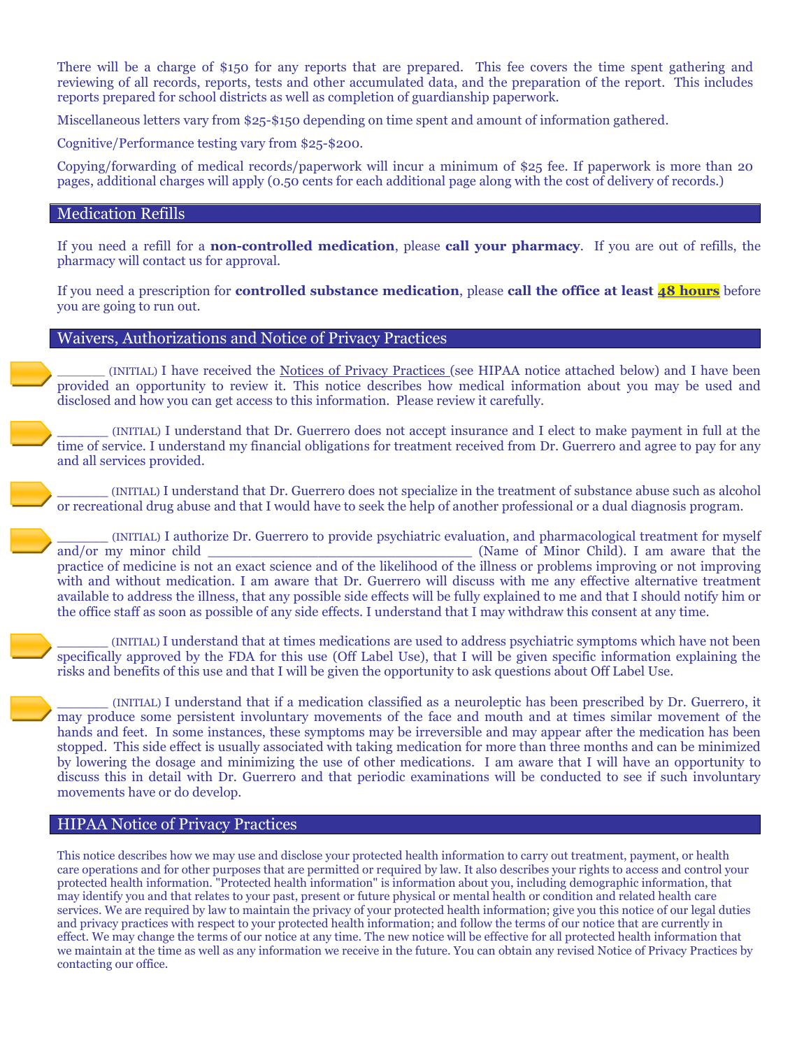There will be a charge of $150 for any reports that are prepared. This fee covers the time spent gathering and reviewing of all records, reports, tests and other accumulated data, and the preparation of the report. This includes reports prepared for school districts as well as completion of guardianship paperwork.

Miscellaneous letters vary from $25-$150 depending on time spent and amount of information gathered.

Cognitive/Performance testing vary from $25-$200.

Copying/forwarding of medical records/paperwork will incur a minimum of $25 fee. If paperwork is more than 20 pages, additional charges will apply (0.50 cents for each additional page along with the cost of delivery of records.)

## Medication Refills

If you need a refill for a **non-controlled medication**, please **call your pharmacy**. If you are out of refills, the pharmacy will contact us for approval.

If you need a prescription for **controlled substance medication**, please **call the office at least 48 hours** before you are going to run out.

## Waivers, Authorizations and Notice of Privacy Practices

______ (INITIAL) I have received the Notices of Privacy Practices (see HIPAA notice attached below) and I have been provided an opportunity to review it. This notice describes how medical information about you may be used and disclosed and how you can get access to this information. Please review it carefully.

______ (INITIAL) I understand that Dr. Guerrero does not accept insurance and I elect to make payment in full at the time of service. I understand my financial obligations for treatment received from Dr. Guerrero and agree to pay for any and all services provided.

______ (INITIAL) I understand that Dr. Guerrero does not specialize in the treatment of substance abuse such as alcohol or recreational drug abuse and that I would have to seek the help of another professional or a dual diagnosis program.

______ (INITIAL) I authorize Dr. Guerrero to provide psychiatric evaluation, and pharmacological treatment for myself and/or my minor child ________________________________ (Name of Minor Child). I am aware that the practice of medicine is not an exact science and of the likelihood of the illness or problems improving or not improving with and without medication. I am aware that Dr. Guerrero will discuss with me any effective alternative treatment available to address the illness, that any possible side effects will be fully explained to me and that I should notify him or the office staff as soon as possible of any side effects. I understand that I may withdraw this consent at any time.

______ (INITIAL) I understand that at times medications are used to address psychiatric symptoms which have not been specifically approved by the FDA for this use (Off Label Use), that I will be given specific information explaining the risks and benefits of this use and that I will be given the opportunity to ask questions about Off Label Use.

______ (INITIAL) I understand that if a medication classified as a neuroleptic has been prescribed by Dr. Guerrero, it may produce some persistent involuntary movements of the face and mouth and at times similar movement of the hands and feet. In some instances, these symptoms may be irreversible and may appear after the medication has been stopped. This side effect is usually associated with taking medication for more than three months and can be minimized by lowering the dosage and minimizing the use of other medications. I am aware that I will have an opportunity to discuss this in detail with Dr. Guerrero and that periodic examinations will be conducted to see if such involuntary movements have or do develop.

## HIPAA Notice of Privacy Practices

This notice describes how we may use and disclose your protected health information to carry out treatment, payment, or health care operations and for other purposes that are permitted or required by law. It also describes your rights to access and control your protected health information. "Protected health information" is information about you, including demographic information, that may identify you and that relates to your past, present or future physical or mental health or condition and related health care services. We are required by law to maintain the privacy of your protected health information; give you this notice of our legal duties and privacy practices with respect to your protected health information; and follow the terms of our notice that are currently in effect. We may change the terms of our notice at any time. The new notice will be effective for all protected health information that we maintain at the time as well as any information we receive in the future. You can obtain any revised Notice of Privacy Practices by contacting our office.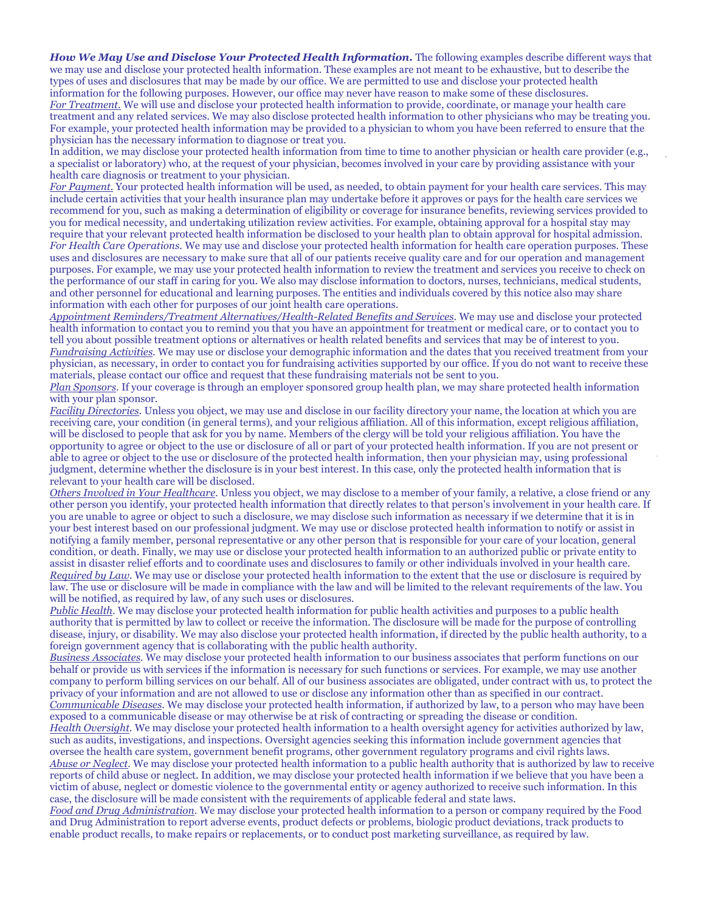***How We May Use and Disclose Your Protected Health Information.*** The following examples describe different ways that we may use and disclose your protected health information. These examples are not meant to be exhaustive, but to describe the types of uses and disclosures that may be made by our office. We are permitted to use and disclose your protected health information for the following purposes. However, our office may never have reason to make some of these disclosures.

*For Treatment.* We will use and disclose your protected health information to provide, coordinate, or manage your health care treatment and any related services. We may also disclose protected health information to other physicians who may be treating you. For example, your protected health information may be provided to a physician to whom you have been referred to ensure that the physician has the necessary information to diagnose or treat you.

In addition, we may disclose your protected health information from time to time to another physician or health care provider (e.g., a specialist or laboratory) who, at the request of your physician, becomes involved in your care by providing assistance with your health care diagnosis or treatment to your physician.

*For Payment.* Your protected health information will be used, as needed, to obtain payment for your health care services. This may include certain activities that your health insurance plan may undertake before it approves or pays for the health care services we recommend for you, such as making a determination of eligibility or coverage for insurance benefits, reviewing services provided to you for medical necessity, and undertaking utilization review activities. For example, obtaining approval for a hospital stay may require that your relevant protected health information be disclosed to your health plan to obtain approval for hospital admission.

*For Health Care Operations.* We may use and disclose your protected health information for health care operation purposes. These uses and disclosures are necessary to make sure that all of our patients receive quality care and for our operation and management purposes. For example, we may use your protected health information to review the treatment and services you receive to check on the performance of our staff in caring for you. We also may disclose information to doctors, nurses, technicians, medical students, and other personnel for educational and learning purposes. The entities and individuals covered by this notice also may share information with each other for purposes of our joint health care operations.

*Appointment Reminders/Treatment Alternatives/Health-Related Benefits and Services.* We may use and disclose your protected health information to contact you to remind you that you have an appointment for treatment or medical care, or to contact you to tell you about possible treatment options or alternatives or health related benefits and services that may be of interest to you.

*Fundraising Activities.* We may use or disclose your demographic information and the dates that you received treatment from your physician, as necessary, in order to contact you for fundraising activities supported by our office. If you do not want to receive these materials, please contact our office and request that these fundraising materials not be sent to you.

*Plan Sponsors.* If your coverage is through an employer sponsored group health plan, we may share protected health information with your plan sponsor.

*Facility Directories.* Unless you object, we may use and disclose in our facility directory your name, the location at which you are receiving care, your condition (in general terms), and your religious affiliation. All of this information, except religious affiliation, will be disclosed to people that ask for you by name. Members of the clergy will be told your religious affiliation. You have the opportunity to agree or object to the use or disclosure of all or part of your protected health information. If you are not present or able to agree or object to the use or disclosure of the protected health information, then your physician may, using professional judgment, determine whether the disclosure is in your best interest. In this case, only the protected health information that is relevant to your health care will be disclosed.

*Others Involved in Your Healthcare.* Unless you object, we may disclose to a member of your family, a relative, a close friend or any other person you identify, your protected health information that directly relates to that person's involvement in your health care. If you are unable to agree or object to such a disclosure, we may disclose such information as necessary if we determine that it is in your best interest based on our professional judgment. We may use or disclose protected health information to notify or assist in notifying a family member, personal representative or any other person that is responsible for your care of your location, general condition, or death. Finally, we may use or disclose your protected health information to an authorized public or private entity to assist in disaster relief efforts and to coordinate uses and disclosures to family or other individuals involved in your health care.

*Required by Law.* We may use or disclose your protected health information to the extent that the use or disclosure is required by law. The use or disclosure will be made in compliance with the law and will be limited to the relevant requirements of the law. You will be notified, as required by law, of any such uses or disclosures.

*Public Health.* We may disclose your protected health information for public health activities and purposes to a public health authority that is permitted by law to collect or receive the information. The disclosure will be made for the purpose of controlling disease, injury, or disability. We may also disclose your protected health information, if directed by the public health authority, to a foreign government agency that is collaborating with the public health authority.

*Business Associates.* We may disclose your protected health information to our business associates that perform functions on our behalf or provide us with services if the information is necessary for such functions or services. For example, we may use another company to perform billing services on our behalf. All of our business associates are obligated, under contract with us, to protect the privacy of your information and are not allowed to use or disclose any information other than as specified in our contract.

*Communicable Diseases.* We may disclose your protected health information, if authorized by law, to a person who may have been exposed to a communicable disease or may otherwise be at risk of contracting or spreading the disease or condition.

*Health Oversight.* We may disclose your protected health information to a health oversight agency for activities authorized by law, such as audits, investigations, and inspections. Oversight agencies seeking this information include government agencies that oversee the health care system, government benefit programs, other government regulatory programs and civil rights laws.

*Abuse or Neglect.* We may disclose your protected health information to a public health authority that is authorized by law to receive reports of child abuse or neglect. In addition, we may disclose your protected health information if we believe that you have been a victim of abuse, neglect or domestic violence to the governmental entity or agency authorized to receive such information. In this case, the disclosure will be made consistent with the requirements of applicable federal and state laws.

*Food and Drug Administration.* We may disclose your protected health information to a person or company required by the Food and Drug Administration to report adverse events, product defects or problems, biologic product deviations, track products to enable product recalls, to make repairs or replacements, or to conduct post marketing surveillance, as required by law.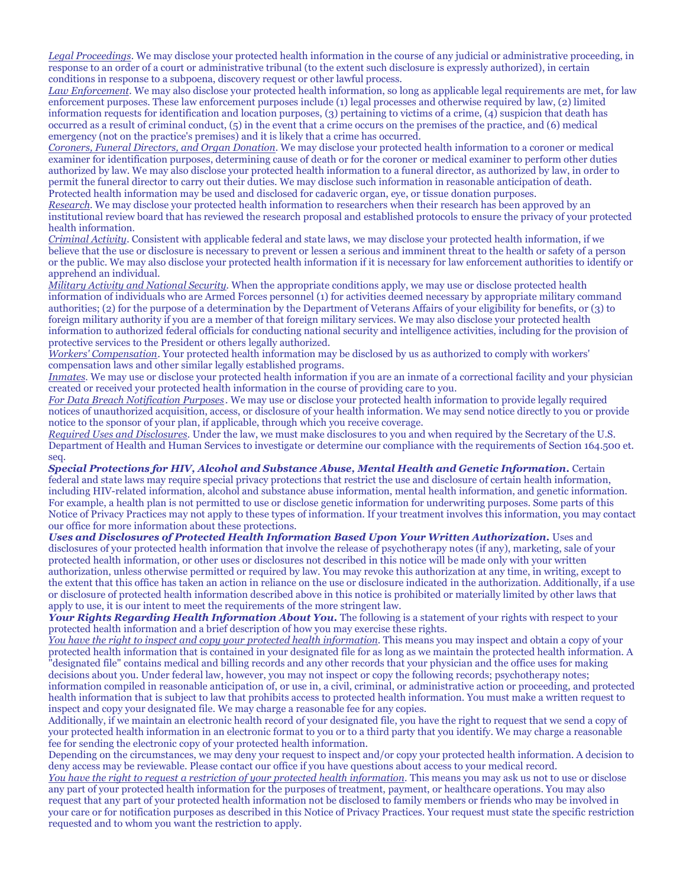*Legal Proceedings*. We may disclose your protected health information in the course of any judicial or administrative proceeding, in response to an order of a court or administrative tribunal (to the extent such disclosure is expressly authorized), in certain conditions in response to a subpoena, discovery request or other lawful process.

*Law Enforcement*. We may also disclose your protected health information, so long as applicable legal requirements are met, for law enforcement purposes. These law enforcement purposes include (1) legal processes and otherwise required by law, (2) limited information requests for identification and location purposes, (3) pertaining to victims of a crime, (4) suspicion that death has occurred as a result of criminal conduct, (5) in the event that a crime occurs on the premises of the practice, and (6) medical emergency (not on the practice's premises) and it is likely that a crime has occurred.

*Coroners, Funeral Directors, and Organ Donation*. We may disclose your protected health information to a coroner or medical examiner for identification purposes, determining cause of death or for the coroner or medical examiner to perform other duties authorized by law. We may also disclose your protected health information to a funeral director, as authorized by law, in order to permit the funeral director to carry out their duties. We may disclose such information in reasonable anticipation of death. Protected health information may be used and disclosed for cadaveric organ, eye, or tissue donation purposes.

*Research*. We may disclose your protected health information to researchers when their research has been approved by an institutional review board that has reviewed the research proposal and established protocols to ensure the privacy of your protected health information.

*Criminal Activity*. Consistent with applicable federal and state laws, we may disclose your protected health information, if we believe that the use or disclosure is necessary to prevent or lessen a serious and imminent threat to the health or safety of a person or the public. We may also disclose your protected health information if it is necessary for law enforcement authorities to identify or apprehend an individual.

*Military Activity and National Security*. When the appropriate conditions apply, we may use or disclose protected health information of individuals who are Armed Forces personnel (1) for activities deemed necessary by appropriate military command authorities; (2) for the purpose of a determination by the Department of Veterans Affairs of your eligibility for benefits, or (3) to foreign military authority if you are a member of that foreign military services. We may also disclose your protected health information to authorized federal officials for conducting national security and intelligence activities, including for the provision of protective services to the President or others legally authorized.

*Workers' Compensation*. Your protected health information may be disclosed by us as authorized to comply with workers' compensation laws and other similar legally established programs.

*Inmates*. We may use or disclose your protected health information if you are an inmate of a correctional facility and your physician created or received your protected health information in the course of providing care to you.

*For Data Breach Notification Purposes*. We may use or disclose your protected health information to provide legally required notices of unauthorized acquisition, access, or disclosure of your health information. We may send notice directly to you or provide notice to the sponsor of your plan, if applicable, through which you receive coverage.

*Required Uses and Disclosures*. Under the law, we must make disclosures to you and when required by the Secretary of the U.S. Department of Health and Human Services to investigate or determine our compliance with the requirements of Section 164.500 et. seq.

***Special Protections for HIV, Alcohol and Substance Abuse, Mental Health and Genetic Information.*** Certain federal and state laws may require special privacy protections that restrict the use and disclosure of certain health information, including HIV-related information, alcohol and substance abuse information, mental health information, and genetic information. For example, a health plan is not permitted to use or disclose genetic information for underwriting purposes. Some parts of this Notice of Privacy Practices may not apply to these types of information. If your treatment involves this information, you may contact our office for more information about these protections.

***Uses and Disclosures of Protected Health Information Based Upon Your Written Authorization.*** Uses and disclosures of your protected health information that involve the release of psychotherapy notes (if any), marketing, sale of your protected health information, or other uses or disclosures not described in this notice will be made only with your written authorization, unless otherwise permitted or required by law. You may revoke this authorization at any time, in writing, except to the extent that this office has taken an action in reliance on the use or disclosure indicated in the authorization. Additionally, if a use or disclosure of protected health information described above in this notice is prohibited or materially limited by other laws that apply to use, it is our intent to meet the requirements of the more stringent law.

***Your Rights Regarding Health Information About You.*** The following is a statement of your rights with respect to your protected health information and a brief description of how you may exercise these rights.

*You have the right to inspect and copy your protected health information*. This means you may inspect and obtain a copy of your protected health information that is contained in your designated file for as long as we maintain the protected health information. A "designated file" contains medical and billing records and any other records that your physician and the office uses for making decisions about you. Under federal law, however, you may not inspect or copy the following records; psychotherapy notes; information compiled in reasonable anticipation of, or use in, a civil, criminal, or administrative action or proceeding, and protected health information that is subject to law that prohibits access to protected health information. You must make a written request to inspect and copy your designated file. We may charge a reasonable fee for any copies.

Additionally, if we maintain an electronic health record of your designated file, you have the right to request that we send a copy of your protected health information in an electronic format to you or to a third party that you identify. We may charge a reasonable fee for sending the electronic copy of your protected health information.

Depending on the circumstances, we may deny your request to inspect and/or copy your protected health information. A decision to deny access may be reviewable. Please contact our office if you have questions about access to your medical record.

*You have the right to request a restriction of your protected health information*. This means you may ask us not to use or disclose any part of your protected health information for the purposes of treatment, payment, or healthcare operations. You may also request that any part of your protected health information not be disclosed to family members or friends who may be involved in your care or for notification purposes as described in this Notice of Privacy Practices. Your request must state the specific restriction requested and to whom you want the restriction to apply.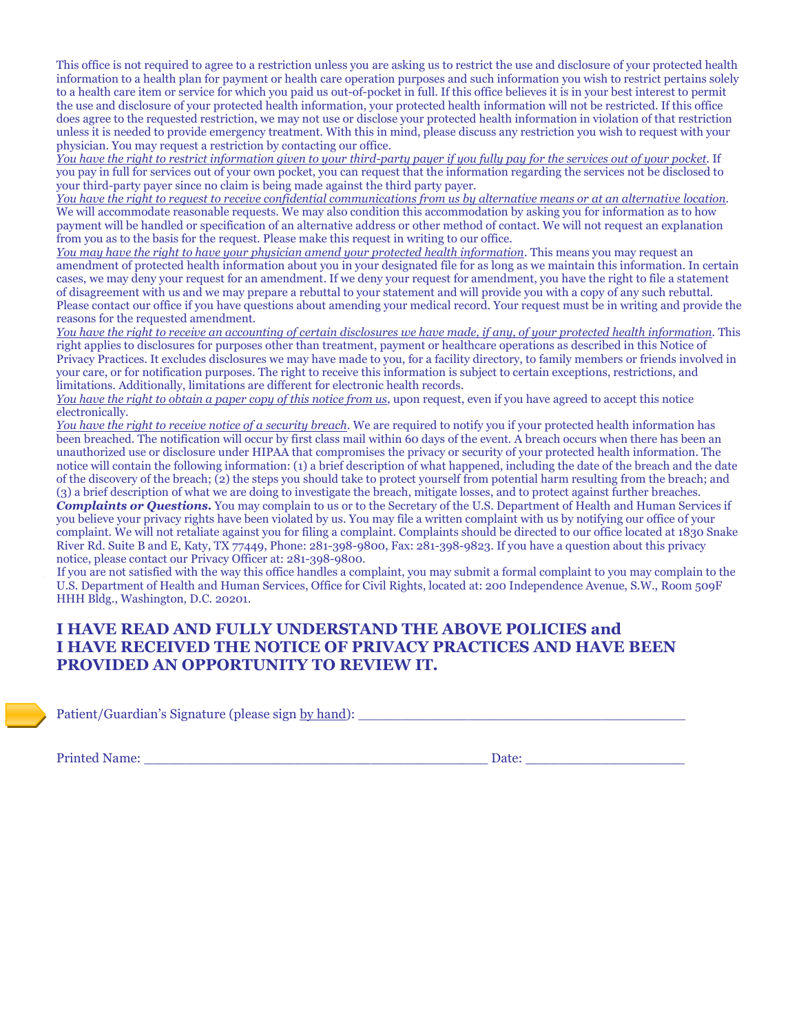This office is not required to agree to a restriction unless you are asking us to restrict the use and disclosure of your protected health information to a health plan for payment or health care operation purposes and such information you wish to restrict pertains solely to a health care item or service for which you paid us out-of-pocket in full. If this office believes it is in your best interest to permit the use and disclosure of your protected health information, your protected health information will not be restricted. If this office does agree to the requested restriction, we may not use or disclose your protected health information in violation of that restriction unless it is needed to provide emergency treatment. With this in mind, please discuss any restriction you wish to request with your physician. You may request a restriction by contacting our office.

*You have the right to restrict information given to your third-party payer if you fully pay for the services out of your pocket*. If you pay in full for services out of your own pocket, you can request that the information regarding the services not be disclosed to your third-party payer since no claim is being made against the third party payer.

*You have the right to request to receive confidential communications from us by alternative means or at an alternative location*. We will accommodate reasonable requests. We may also condition this accommodation by asking you for information as to how payment will be handled or specification of an alternative address or other method of contact. We will not request an explanation from you as to the basis for the request. Please make this request in writing to our office.

*You may have the right to have your physician amend your protected health information*. This means you may request an amendment of protected health information about you in your designated file for as long as we maintain this information. In certain cases, we may deny your request for an amendment. If we deny your request for amendment, you have the right to file a statement of disagreement with us and we may prepare a rebuttal to your statement and will provide you with a copy of any such rebuttal. Please contact our office if you have questions about amending your medical record. Your request must be in writing and provide the reasons for the requested amendment.

*You have the right to receive an accounting of certain disclosures we have made, if any, of your protected health information*. This right applies to disclosures for purposes other than treatment, payment or healthcare operations as described in this Notice of Privacy Practices. It excludes disclosures we may have made to you, for a facility directory, to family members or friends involved in your care, or for notification purposes. The right to receive this information is subject to certain exceptions, restrictions, and limitations. Additionally, limitations are different for electronic health records.

*You have the right to obtain a paper copy of this notice from us*, upon request, even if you have agreed to accept this notice electronically.

*You have the right to receive notice of a security breach*. We are required to notify you if your protected health information has been breached. The notification will occur by first class mail within 60 days of the event. A breach occurs when there has been an unauthorized use or disclosure under HIPAA that compromises the privacy or security of your protected health information. The notice will contain the following information: (1) a brief description of what happened, including the date of the breach and the date of the discovery of the breach; (2) the steps you should take to protect yourself from potential harm resulting from the breach; and (3) a brief description of what we are doing to investigate the breach, mitigate losses, and to protect against further breaches.

***Complaints or Questions.*** You may complain to us or to the Secretary of the U.S. Department of Health and Human Services if you believe your privacy rights have been violated by us. You may file a written complaint with us by notifying our office of your complaint. We will not retaliate against you for filing a complaint. Complaints should be directed to our office located at 1830 Snake River Rd. Suite B and E, Katy, TX 77449, Phone: 281-398-9800, Fax: 281-398-9823. If you have a question about this privacy notice, please contact our Privacy Officer at: 281-398-9800.

If you are not satisfied with the way this office handles a complaint, you may submit a formal complaint to you may complain to the U.S. Department of Health and Human Services, Office for Civil Rights, located at: 200 Independence Avenue, S.W., Room 509F HHH Bldg., Washington, D.C. 20201.

## I HAVE READ AND FULLY UNDERSTAND THE ABOVE POLICIES and I HAVE RECEIVED THE NOTICE OF PRIVACY PRACTICES AND HAVE BEEN PROVIDED AN OPPORTUNITY TO REVIEW IT.

Patient/Guardian's Signature (please sign by hand): ________________________________________

Printed Name: _____________________________________________ Date: ____________________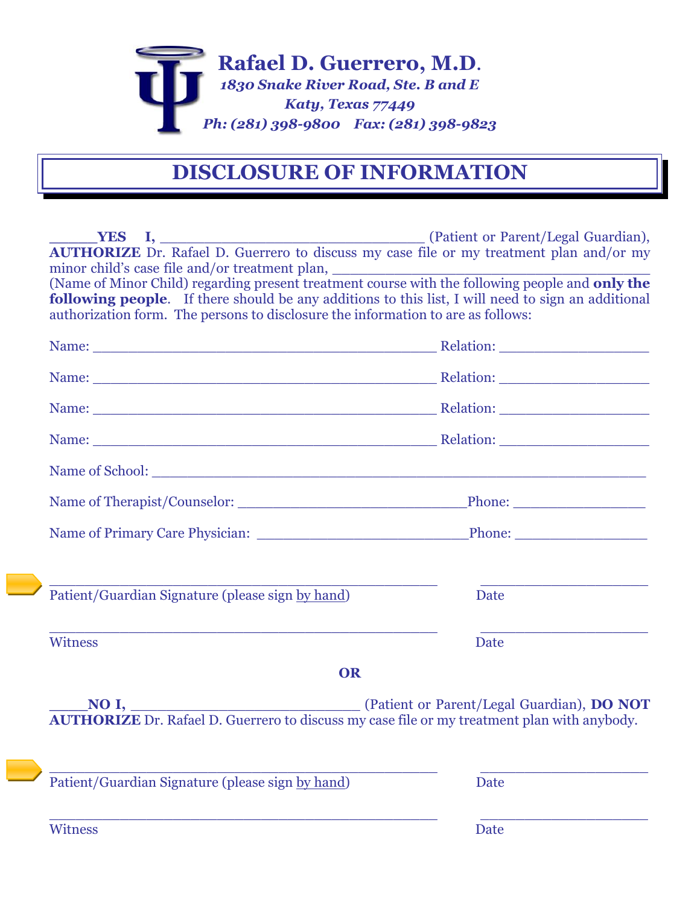**Rafael D. Guerrero, M.D.**
*1830 Snake River Road, Ste. B and E*
*Katy, Texas 77449*
*Ph: (281) 398-9800 Fax: (281) 398-9823*

# DISCLOSURE OF INFORMATION

______**YES I,** ________________________________ (Patient or Parent/Legal Guardian), **AUTHORIZE** Dr. Rafael D. Guerrero to discuss my case file or my treatment plan and/or my minor child's case file and/or treatment plan, ______________________________________ (Name of Minor Child) regarding present treatment course with the following people and **only the following people**. If there should be any additions to this list, I will need to sign an additional authorization form. The persons to disclosure the information to are as follows:

Name: __________________________________________ Relation: __________________

Name: __________________________________________ Relation: __________________

Name: __________________________________________ Relation: __________________

Name: __________________________________________ Relation: __________________

Name of School: ____________________________________________________________

Name of Therapist/Counselor: ___________________________Phone: ________________

Name of Primary Care Physician: _________________________Phone: ________________

_______________________________________________ ____________________
Patient/Guardian Signature (please sign by hand) Date

_______________________________________________ ____________________
Witness Date

**OR**

_____**NO I,** ___________________________ (Patient or Parent/Legal Guardian), **DO NOT AUTHORIZE** Dr. Rafael D. Guerrero to discuss my case file or my treatment plan with anybody.

_______________________________________________ ____________________
Patient/Guardian Signature (please sign by hand) Date

_______________________________________________ ____________________
Witness Date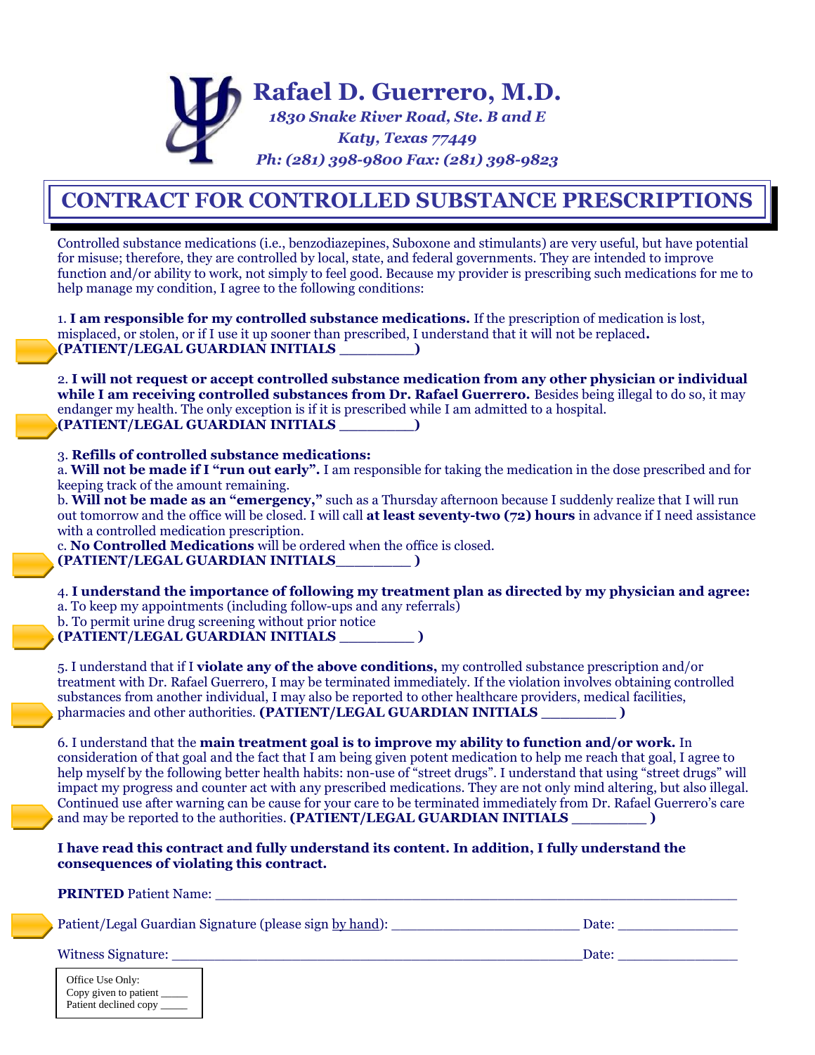# Rafael D. Guerrero, M.D.

*1830 Snake River Road, Ste. B and E*

*Katy, Texas 77449*

*Ph: (281) 398-9800 Fax: (281) 398-9823*

## CONTRACT FOR CONTROLLED SUBSTANCE PRESCRIPTIONS

Controlled substance medications (i.e., benzodiazepines, Suboxone and stimulants) are very useful, but have potential for misuse; therefore, they are controlled by local, state, and federal governments. They are intended to improve function and/or ability to work, not simply to feel good. Because my provider is prescribing such medications for me to help manage my condition, I agree to the following conditions:

1. **I am responsible for my controlled substance medications.** If the prescription of medication is lost, misplaced, or stolen, or if I use it up sooner than prescribed, I understand that it will not be replaced**.**
**(PATIENT/LEGAL GUARDIAN INITIALS ________)**

2. **I will not request or accept controlled substance medication from any other physician or individual while I am receiving controlled substances from Dr. Rafael Guerrero.** Besides being illegal to do so, it may endanger my health. The only exception is if it is prescribed while I am admitted to a hospital.
**(PATIENT/LEGAL GUARDIAN INITIALS ________)**

3. **Refills of controlled substance medications:**
a. **Will not be made if I "run out early".** I am responsible for taking the medication in the dose prescribed and for keeping track of the amount remaining.
b. **Will not be made as an "emergency,"** such as a Thursday afternoon because I suddenly realize that I will run out tomorrow and the office will be closed. I will call **at least seventy-two (72) hours** in advance if I need assistance with a controlled medication prescription.
c. **No Controlled Medications** will be ordered when the office is closed.
**(PATIENT/LEGAL GUARDIAN INITIALS________ )**

4. **I understand the importance of following my treatment plan as directed by my physician and agree:**
a. To keep my appointments (including follow-ups and any referrals)
b. To permit urine drug screening without prior notice
**(PATIENT/LEGAL GUARDIAN INITIALS ________ )**

5. I understand that if I **violate any of the above conditions,** my controlled substance prescription and/or treatment with Dr. Rafael Guerrero, I may be terminated immediately. If the violation involves obtaining controlled substances from another individual, I may also be reported to other healthcare providers, medical facilities, pharmacies and other authorities. **(PATIENT/LEGAL GUARDIAN INITIALS ________ )**

6. I understand that the **main treatment goal is to improve my ability to function and/or work.** In consideration of that goal and the fact that I am being given potent medication to help me reach that goal, I agree to help myself by the following better health habits: non-use of "street drugs". I understand that using "street drugs" will impact my progress and counter act with any prescribed medications. They are not only mind altering, but also illegal. Continued use after warning can be cause for your care to be terminated immediately from Dr. Rafael Guerrero's care and may be reported to the authorities. **(PATIENT/LEGAL GUARDIAN INITIALS ________ )**

**I have read this contract and fully understand its content. In addition, I fully understand the consequences of violating this contract.**

**PRINTED** Patient Name: ____________________________________________________________

Patient/Legal Guardian Signature (please sign by hand): ______________________ Date: ______________

Witness Signature: ________________________________________________Date: ______________

Office Use Only:
Copy given to patient _____
Patient declined copy _____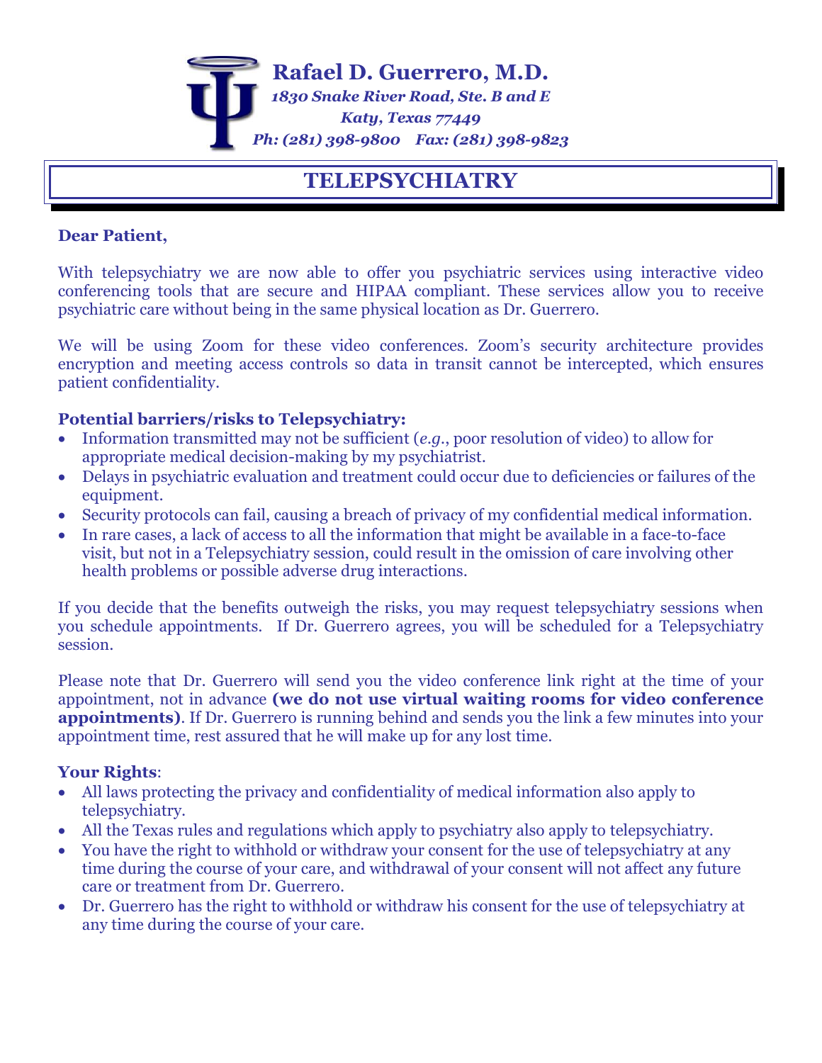**Rafael D. Guerrero, M.D.**

*1830 Snake River Road, Ste. B and E*

*Katy, Texas 77449*

*Ph: (281) 398-9800 Fax: (281) 398-9823*

# TELEPSYCHIATRY

**Dear Patient,**

With telepsychiatry we are now able to offer you psychiatric services using interactive video conferencing tools that are secure and HIPAA compliant. These services allow you to receive psychiatric care without being in the same physical location as Dr. Guerrero.

We will be using Zoom for these video conferences. Zoom's security architecture provides encryption and meeting access controls so data in transit cannot be intercepted, which ensures patient confidentiality.

**Potential barriers/risks to Telepsychiatry:**

- Information transmitted may not be sufficient (*e.g.*, poor resolution of video) to allow for appropriate medical decision-making by my psychiatrist.
- Delays in psychiatric evaluation and treatment could occur due to deficiencies or failures of the equipment.
- Security protocols can fail, causing a breach of privacy of my confidential medical information.
- In rare cases, a lack of access to all the information that might be available in a face-to-face visit, but not in a Telepsychiatry session, could result in the omission of care involving other health problems or possible adverse drug interactions.

If you decide that the benefits outweigh the risks, you may request telepsychiatry sessions when you schedule appointments. If Dr. Guerrero agrees, you will be scheduled for a Telepsychiatry session.

Please note that Dr. Guerrero will send you the video conference link right at the time of your appointment, not in advance **(we do not use virtual waiting rooms for video conference appointments)**. If Dr. Guerrero is running behind and sends you the link a few minutes into your appointment time, rest assured that he will make up for any lost time.

**Your Rights**:

- All laws protecting the privacy and confidentiality of medical information also apply to telepsychiatry.
- All the Texas rules and regulations which apply to psychiatry also apply to telepsychiatry.
- You have the right to withhold or withdraw your consent for the use of telepsychiatry at any time during the course of your care, and withdrawal of your consent will not affect any future care or treatment from Dr. Guerrero.
- Dr. Guerrero has the right to withhold or withdraw his consent for the use of telepsychiatry at any time during the course of your care.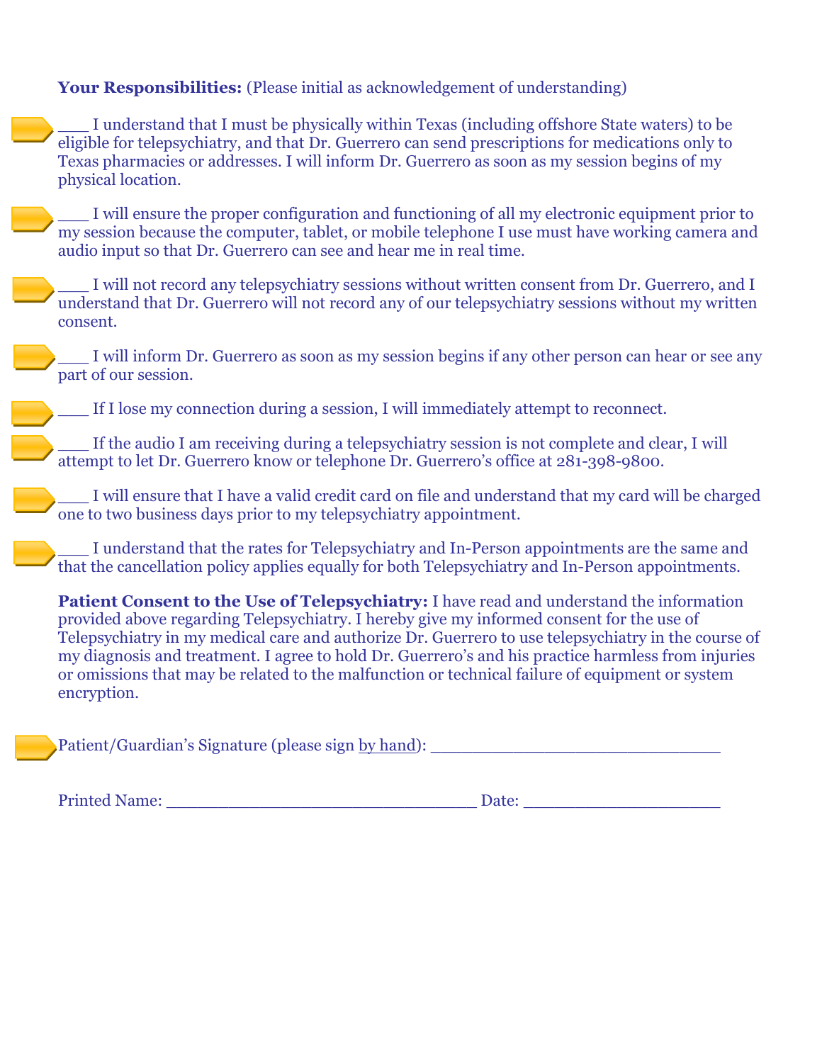**Your Responsibilities:** (Please initial as acknowledgement of understanding)

___ I understand that I must be physically within Texas (including offshore State waters) to be eligible for telepsychiatry, and that Dr. Guerrero can send prescriptions for medications only to Texas pharmacies or addresses. I will inform Dr. Guerrero as soon as my session begins of my physical location.

___ I will ensure the proper configuration and functioning of all my electronic equipment prior to my session because the computer, tablet, or mobile telephone I use must have working camera and audio input so that Dr. Guerrero can see and hear me in real time.

___ I will not record any telepsychiatry sessions without written consent from Dr. Guerrero, and I understand that Dr. Guerrero will not record any of our telepsychiatry sessions without my written consent.

___ I will inform Dr. Guerrero as soon as my session begins if any other person can hear or see any part of our session.

___ If I lose my connection during a session, I will immediately attempt to reconnect.

___ If the audio I am receiving during a telepsychiatry session is not complete and clear, I will attempt to let Dr. Guerrero know or telephone Dr. Guerrero's office at 281-398-9800.

___ I will ensure that I have a valid credit card on file and understand that my card will be charged one to two business days prior to my telepsychiatry appointment.

___ I understand that the rates for Telepsychiatry and In-Person appointments are the same and that the cancellation policy applies equally for both Telepsychiatry and In-Person appointments.

**Patient Consent to the Use of Telepsychiatry:** I have read and understand the information provided above regarding Telepsychiatry. I hereby give my informed consent for the use of Telepsychiatry in my medical care and authorize Dr. Guerrero to use telepsychiatry in the course of my diagnosis and treatment. I agree to hold Dr. Guerrero's and his practice harmless from injuries or omissions that may be related to the malfunction or technical failure of equipment or system encryption.

Patient/Guardian's Signature (please sign by hand): ______________________________

Printed Name: ________________________________ Date: ____________________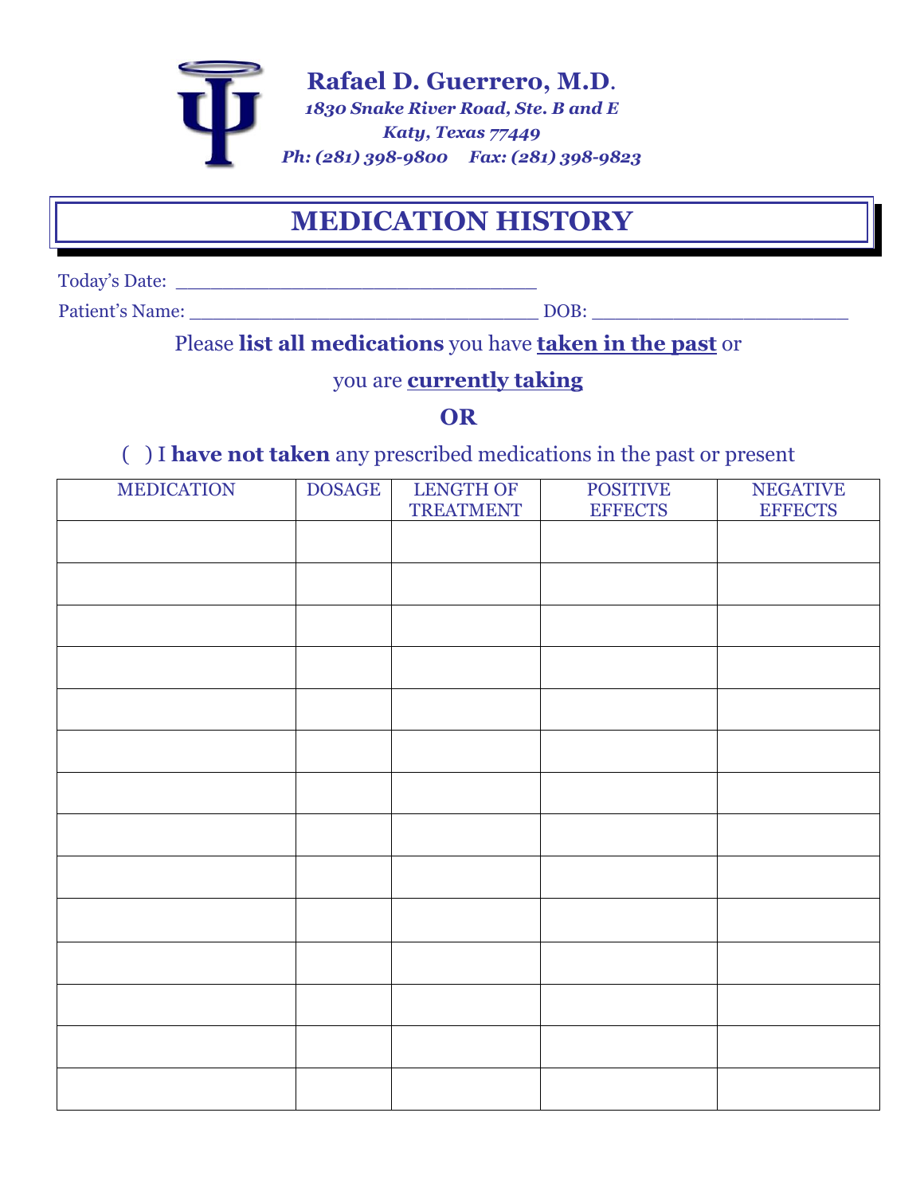**Rafael D. Guerrero, M.D.**
*1830 Snake River Road, Ste. B and E*
*Katy, Texas 77449*
*Ph: (281) 398-9800 Fax: (281) 398-9823*

# MEDICATION HISTORY

Today's Date: _______________________________

Patient's Name: _______________________________ DOB: ______________________

Please **list all medications** you have **taken in the past** or

you are **currently taking**

**OR**

( ) I **have not taken** any prescribed medications in the past or present

| MEDICATION | DOSAGE | LENGTH OF TREATMENT | POSITIVE EFFECTS | NEGATIVE EFFECTS |
|---|---|---|---|---|
| | | | | |
| | | | | |
| | | | | |
| | | | | |
| | | | | |
| | | | | |
| | | | | |
| | | | | |
| | | | | |
| | | | | |
| | | | | |
| | | | | |
| | | | | |
| | | | | |